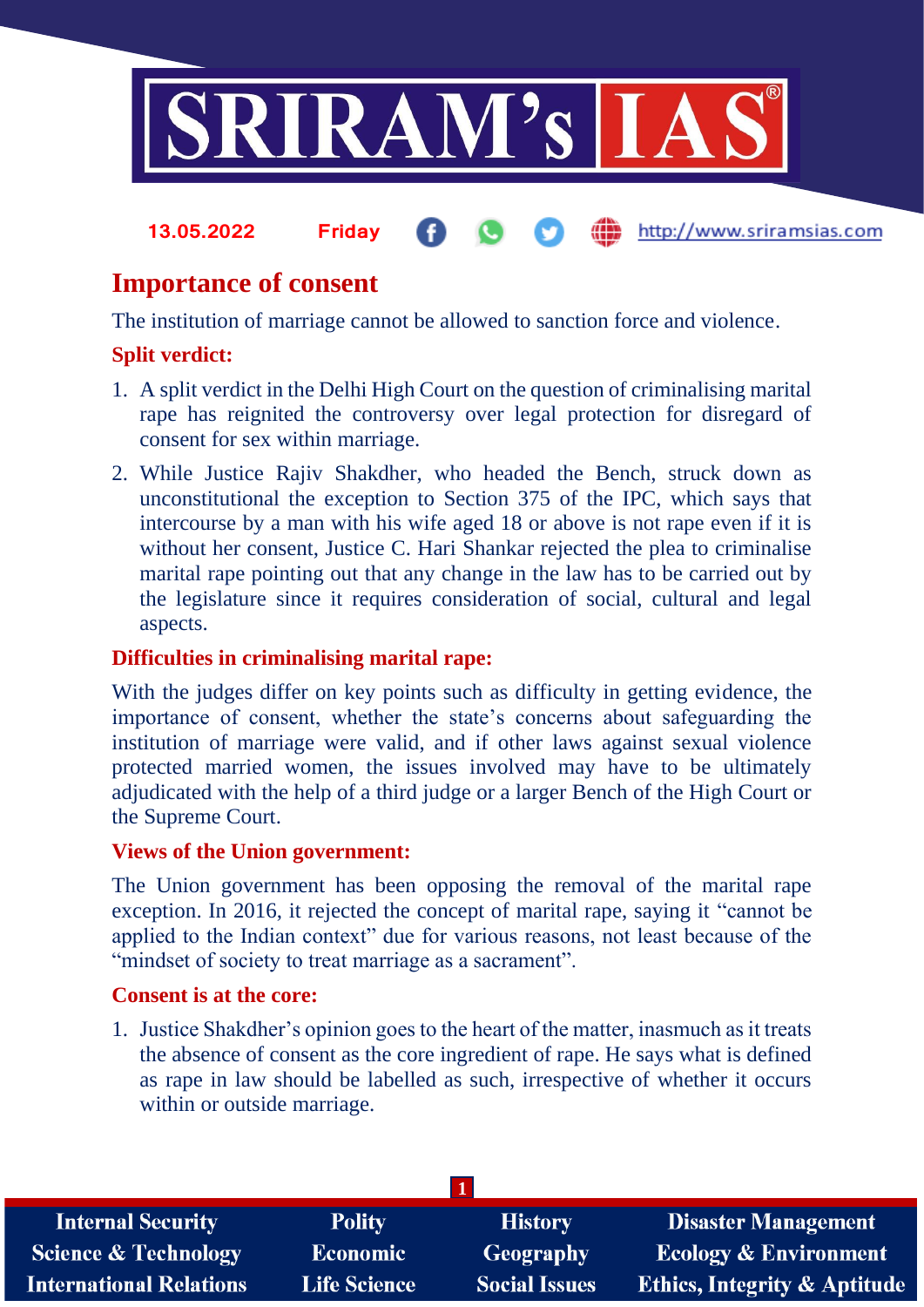13.05.2022 Friday http://www.sriramsias.com

# Importance of consent

The institution of marriage cannot be allowed to sanction force and violence.

## Split verdict:

1. A split verdict in the Delhi High Court on the question of criminalising marital rape has reignited the controversy over legal protection for disregard of consent for sex within marriage.
2. While Justice Rajiv Shakdher, who headed the Bench, struck down as unconstitutional the exception to Section 375 of the IPC, which says that intercourse by a man with his wife aged 18 or above is not rape even if it is without her consent, Justice C. Hari Shankar rejected the plea to criminalise marital rape pointing out that any change in the law has to be carried out by the legislature since it requires consideration of social, cultural and legal aspects.

## Difficulties in criminalising marital rape:

With the judges differ on key points such as difficulty in getting evidence, the importance of consent, whether the state's concerns about safeguarding the institution of marriage were valid, and if other laws against sexual violence protected married women, the issues involved may have to be ultimately adjudicated with the help of a third judge or a larger Bench of the High Court or the Supreme Court.

## Views of the Union government:

The Union government has been opposing the removal of the marital rape exception. In 2016, it rejected the concept of marital rape, saying it "cannot be applied to the Indian context" due for various reasons, not least because of the "mindset of society to treat marriage as a sacrament".

## Consent is at the core:

1. Justice Shakdher's opinion goes to the heart of the matter, inasmuch as it treats the absence of consent as the core ingredient of rape. He says what is defined as rape in law should be labelled as such, irrespective of whether it occurs within or outside marriage.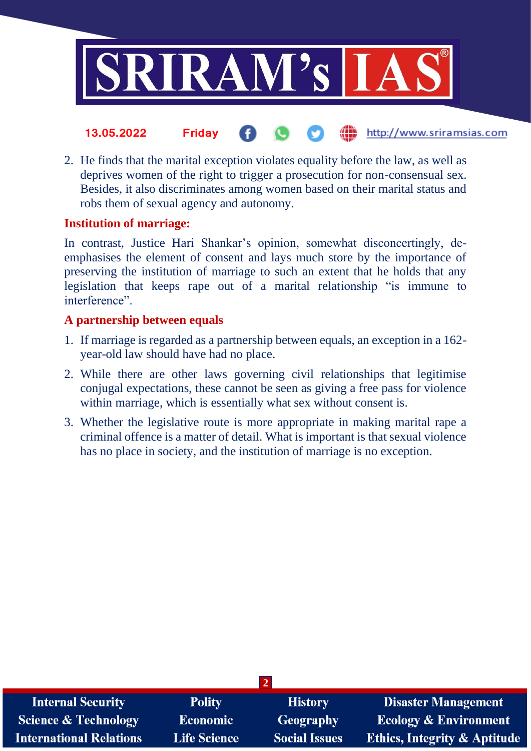2. He finds that the marital exception violates equality before the law, as well as deprives women of the right to trigger a prosecution for non-consensual sex. Besides, it also discriminates among women based on their marital status and robs them of sexual agency and autonomy.

**Institution of marriage:**

In contrast, Justice Hari Shankar's opinion, somewhat disconcertingly, de-emphasises the element of consent and lays much store by the importance of preserving the institution of marriage to such an extent that he holds that any legislation that keeps rape out of a marital relationship "is immune to interference".

**A partnership between equals**

1. If marriage is regarded as a partnership between equals, an exception in a 162-year-old law should have had no place.
2. While there are other laws governing civil relationships that legitimise conjugal expectations, these cannot be seen as giving a free pass for violence within marriage, which is essentially what sex without consent is.
3. Whether the legislative route is more appropriate in making marital rape a criminal offence is a matter of detail. What is important is that sexual violence has no place in society, and the institution of marriage is no exception.